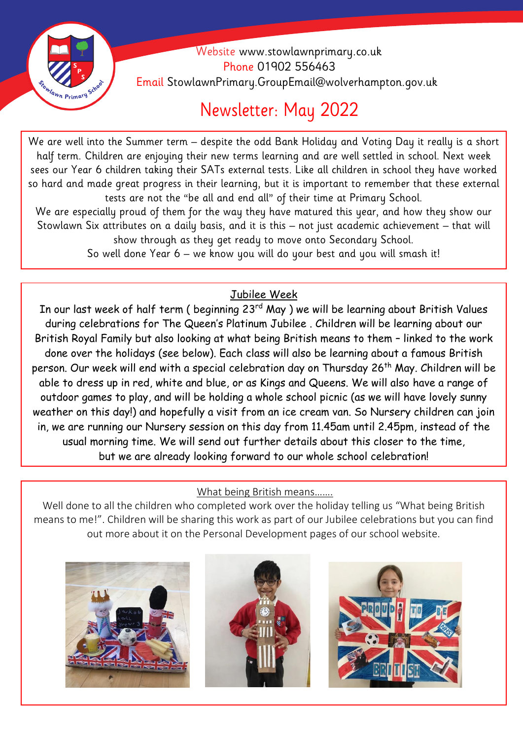Website www.stowlawnprimary.co.uk
Phone 01902 556463
Email StowlawnPrimary.GroupEmail@wolverhampton.gov.uk

# Newsletter: May 2022

We are well into the Summer term – despite the odd Bank Holiday and Voting Day it really is a short half term. Children are enjoying their new terms learning and are well settled in school. Next week sees our Year 6 children taking their SATs external tests. Like all children in school they have worked so hard and made great progress in their learning, but it is important to remember that these external tests are not the "be all and end all" of their time at Primary School.

We are especially proud of them for the way they have matured this year, and how they show our Stowlawn Six attributes on a daily basis, and it is this – not just academic achievement – that will show through as they get ready to move onto Secondary School.

So well done Year 6 – we know you will do your best and you will smash it!

## Jubilee Week

In our last week of half term ( beginning 23rd May ) we will be learning about British Values during celebrations for The Queen's Platinum Jubilee . Children will be learning about our British Royal Family but also looking at what being British means to them – linked to the work done over the holidays (see below). Each class will also be learning about a famous British person. Our week will end with a special celebration day on Thursday 26th May. Children will be able to dress up in red, white and blue, or as Kings and Queens. We will also have a range of outdoor games to play, and will be holding a whole school picnic (as we will have lovely sunny weather on this day!) and hopefully a visit from an ice cream van. So Nursery children can join in, we are running our Nursery session on this day from 11.45am until 2.45pm, instead of the usual morning time. We will send out further details about this closer to the time, but we are already looking forward to our whole school celebration!

## What being British means.......

Well done to all the children who completed work over the holiday telling us "What being British means to me!". Children will be sharing this work as part of our Jubilee celebrations but you can find out more about it on the Personal Development pages of our school website.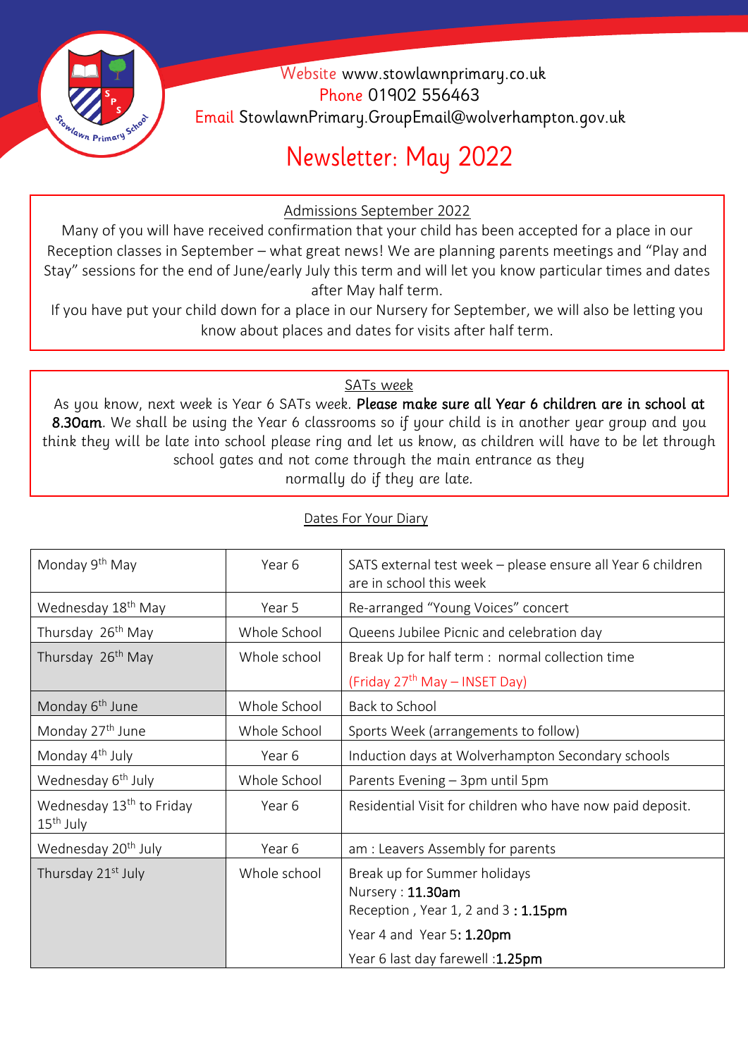Website www.stowlawnprimary.co.uk
Phone 01902 556463
Email StowlawnPrimary.GroupEmail@wolverhampton.gov.uk

# Newsletter: May 2022

## Admissions September 2022

Many of you will have received confirmation that your child has been accepted for a place in our Reception classes in September – what great news! We are planning parents meetings and "Play and Stay" sessions for the end of June/early July this term and will let you know particular times and dates after May half term.

If you have put your child down for a place in our Nursery for September, we will also be letting you know about places and dates for visits after half term.

## SATs week

As you know, next week is Year 6 SATs week. **Please make sure all Year 6 children are in school at 8.30am**. We shall be using the Year 6 classrooms so if your child is in another year group and you think they will be late into school please ring and let us know, as children will have to be let through school gates and not come through the main entrance as they normally do if they are late.

## Dates For Your Diary

| | | |
|---|---|---|
| Monday 9th May | Year 6 | SATS external test week – please ensure all Year 6 children are in school this week |
| Wednesday 18th May | Year 5 | Re-arranged "Young Voices" concert |
| Thursday 26th May | Whole School | Queens Jubilee Picnic and celebration day |
| Thursday 26th May | Whole school | Break Up for half term : normal collection time<br>(Friday 27th May – INSET Day) |
| Monday 6th June | Whole School | Back to School |
| Monday 27th June | Whole School | Sports Week (arrangements to follow) |
| Monday 4th July | Year 6 | Induction days at Wolverhampton Secondary schools |
| Wednesday 6th July | Whole School | Parents Evening – 3pm until 5pm |
| Wednesday 13th to Friday 15th July | Year 6 | Residential Visit for children who have now paid deposit. |
| Wednesday 20th July | Year 6 | am : Leavers Assembly for parents |
| Thursday 21st July | Whole school | Break up for Summer holidays<br>Nursery : **11.30am**<br>Reception , Year 1, 2 and 3 **: 1.15pm**<br>Year 4 and Year 5**: 1.20pm**<br>Year 6 last day farewell :**1.25pm** |